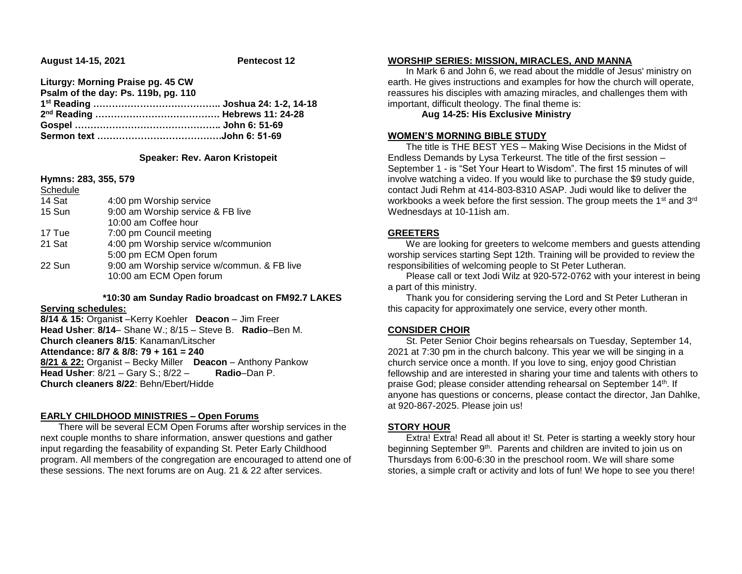**August 14-15, 2021** **Pentecost 12**

**Liturgy: Morning Praise pg. 45 CW**
**Psalm of the day: Ps. 119b, pg. 110**
**1st Reading ………………………………….. Joshua 24: 1-2, 14-18**
**2nd Reading …………………………………. Hebrews 11: 24-28**
**Gospel ……………………………………….. John 6: 51-69**
**Sermon text ………………………………….John 6: 51-69**

**Speaker: Rev. Aaron Kristopeit**

**Hymns: 283, 355, 579**

Schedule

| | |
|---|---|
| 14 Sat | 4:00 pm Worship service |
| 15 Sun | 9:00 am Worship service & FB live |
| | 10:00 am Coffee hour |
| 17 Tue | 7:00 pm Council meeting |
| 21 Sat | 4:00 pm Worship service w/communion |
| | 5:00 pm ECM Open forum |
| 22 Sun | 9:00 am Worship service w/commun. & FB live |
| | 10:00 am ECM Open forum |

**\*10:30 am Sunday Radio broadcast on FM92.7 LAKES**

**Serving schedules:**

**8/14 & 15:** Organist –Kerry Koehler **Deacon** – Jim Freer
**Head Usher**: **8/14**– Shane W.; 8/15 – Steve B. **Radio**–Ben M.
**Church cleaners 8/15**: Kanaman/Litscher
**Attendance: 8/7 & 8/8: 79 + 161 = 240**
**8/21 & 22:** Organist – Becky Miller **Deacon** – Anthony Pankow
**Head Usher**: 8/21 – Gary S.; 8/22 – **Radio**–Dan P.
**Church cleaners 8/22**: Behn/Ebert/Hidde

## EARLY CHILDHOOD MINISTRIES – Open Forums

There will be several ECM Open Forums after worship services in the next couple months to share information, answer questions and gather input regarding the feasability of expanding St. Peter Early Childhood program. All members of the congregation are encouraged to attend one of these sessions. The next forums are on Aug. 21 & 22 after services.

## WORSHIP SERIES: MISSION, MIRACLES, AND MANNA

In Mark 6 and John 6, we read about the middle of Jesus' ministry on earth. He gives instructions and examples for how the church will operate, reassures his disciples with amazing miracles, and challenges them with important, difficult theology. The final theme is:

**Aug 14-25: His Exclusive Ministry**

## WOMEN'S MORNING BIBLE STUDY

The title is THE BEST YES – Making Wise Decisions in the Midst of Endless Demands by Lysa Terkeurst. The title of the first session – September 1 - is "Set Your Heart to Wisdom". The first 15 minutes of will involve watching a video. If you would like to purchase the $9 study guide, contact Judi Rehm at 414-803-8310 ASAP. Judi would like to deliver the workbooks a week before the first session. The group meets the 1st and 3rd Wednesdays at 10-11ish am.

## GREETERS

We are looking for greeters to welcome members and guests attending worship services starting Sept 12th. Training will be provided to review the responsibilities of welcoming people to St Peter Lutheran.

Please call or text Jodi Wilz at 920-572-0762 with your interest in being a part of this ministry.

Thank you for considering serving the Lord and St Peter Lutheran in this capacity for approximately one service, every other month.

## CONSIDER CHOIR

St. Peter Senior Choir begins rehearsals on Tuesday, September 14, 2021 at 7:30 pm in the church balcony. This year we will be singing in a church service once a month. If you love to sing, enjoy good Christian fellowship and are interested in sharing your time and talents with others to praise God; please consider attending rehearsal on September 14th. If anyone has questions or concerns, please contact the director, Jan Dahlke, at 920-867-2025. Please join us!

## STORY HOUR

Extra! Extra! Read all about it! St. Peter is starting a weekly story hour beginning September 9th. Parents and children are invited to join us on Thursdays from 6:00-6:30 in the preschool room. We will share some stories, a simple craft or activity and lots of fun! We hope to see you there!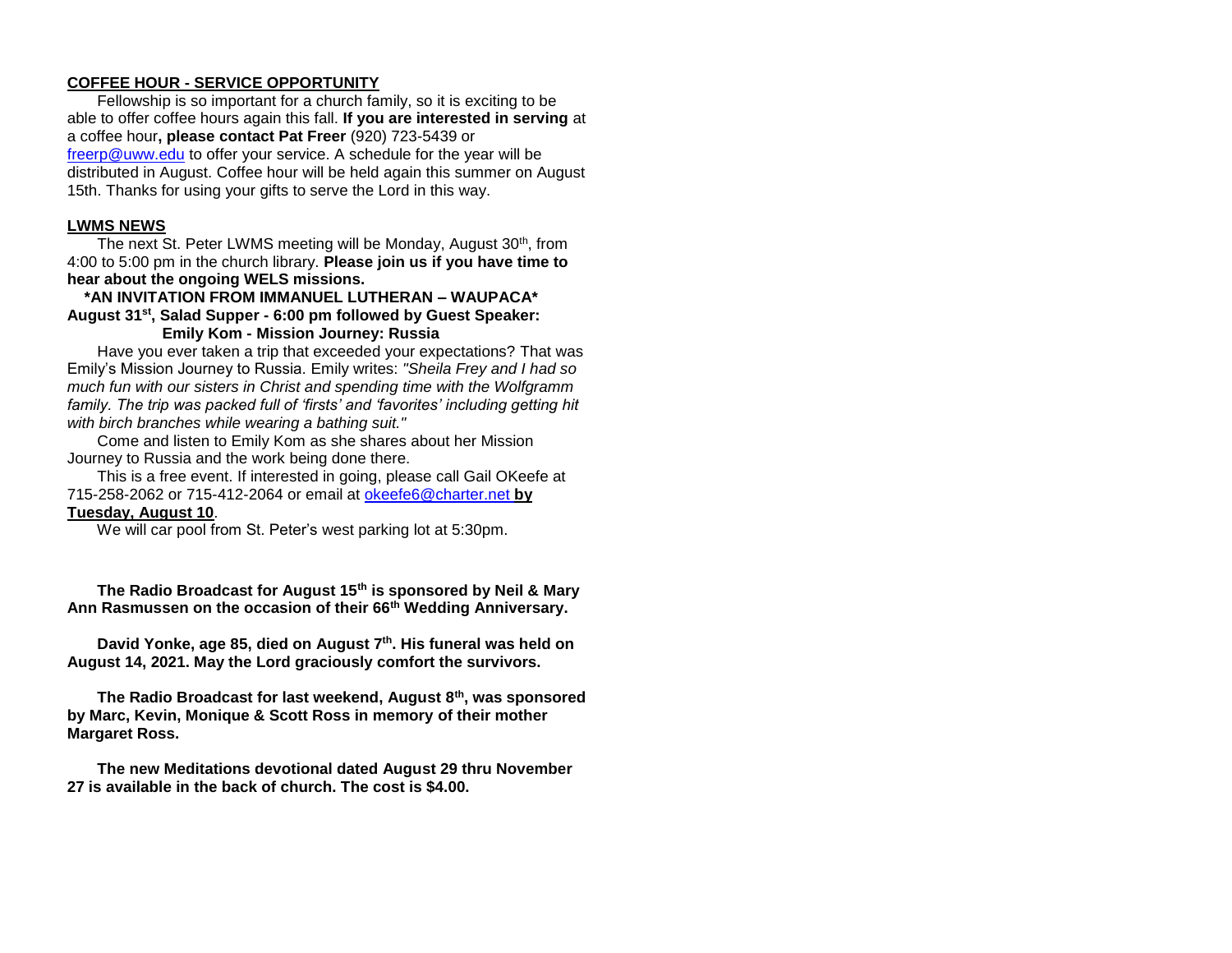## COFFEE HOUR - SERVICE OPPORTUNITY

Fellowship is so important for a church family, so it is exciting to be able to offer coffee hours again this fall. **If you are interested in serving** at a coffee hour**, please contact Pat Freer** (920) 723-5439 or freerp@uww.edu to offer your service. A schedule for the year will be distributed in August. Coffee hour will be held again this summer on August 15th. Thanks for using your gifts to serve the Lord in this way.

## LWMS NEWS

The next St. Peter LWMS meeting will be Monday, August 30th, from 4:00 to 5:00 pm in the church library. **Please join us if you have time to hear about the ongoing WELS missions.**

**\*AN INVITATION FROM IMMANUEL LUTHERAN – WAUPACA\***

**August 31st, Salad Supper - 6:00 pm followed by Guest Speaker:**

**Emily Kom - Mission Journey: Russia**

Have you ever taken a trip that exceeded your expectations? That was Emily's Mission Journey to Russia. Emily writes: *"Sheila Frey and I had so much fun with our sisters in Christ and spending time with the Wolfgramm family. The trip was packed full of 'firsts' and 'favorites' including getting hit with birch branches while wearing a bathing suit."*

Come and listen to Emily Kom as she shares about her Mission Journey to Russia and the work being done there.

This is a free event. If interested in going, please call Gail OKeefe at 715-258-2062 or 715-412-2064 or email at okeefe6@charter.net **by Tuesday, August 10**.

We will car pool from St. Peter's west parking lot at 5:30pm.

**The Radio Broadcast for August 15th is sponsored by Neil & Mary Ann Rasmussen on the occasion of their 66th Wedding Anniversary.**

**David Yonke, age 85, died on August 7th. His funeral was held on August 14, 2021. May the Lord graciously comfort the survivors.**

**The Radio Broadcast for last weekend, August 8th, was sponsored by Marc, Kevin, Monique & Scott Ross in memory of their mother Margaret Ross.**

**The new Meditations devotional dated August 29 thru November 27 is available in the back of church. The cost is $4.00.**